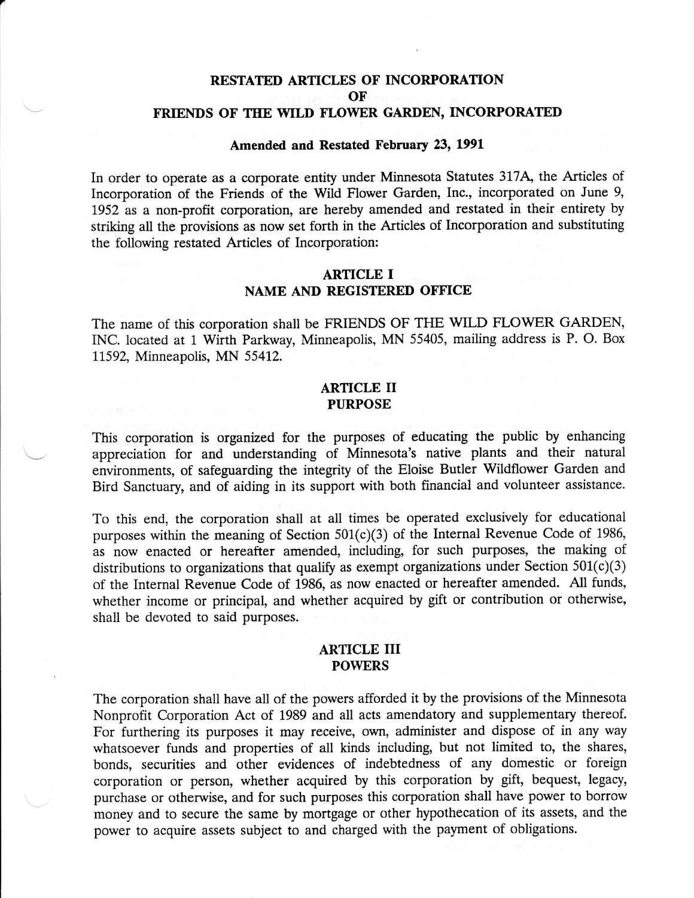# RESTATED ARTICLES OF INCORPORATION OF FRIENDS OF THE WILD FLOWER GARDEN, INCORPORATED

**Amended and Restated February 23, 1991**

In order to operate as a corporate entity under Minnesota Statutes 317A, the Articles of Incorporation of the Friends of the Wild Flower Garden, Inc., incorporated on June 9, 1952 as a non-profit corporation, are hereby amended and restated in their entirety by striking all the provisions as now set forth in the Articles of Incorporation and substituting the following restated Articles of Incorporation:

## ARTICLE I
## NAME AND REGISTERED OFFICE

The name of this corporation shall be FRIENDS OF THE WILD FLOWER GARDEN, INC. located at 1 Wirth Parkway, Minneapolis, MN 55405, mailing address is P. O. Box 11592, Minneapolis, MN 55412.

## ARTICLE II
## PURPOSE

This corporation is organized for the purposes of educating the public by enhancing appreciation for and understanding of Minnesota's native plants and their natural environments, of safeguarding the integrity of the Eloise Butler Wildflower Garden and Bird Sanctuary, and of aiding in its support with both financial and volunteer assistance.

To this end, the corporation shall at all times be operated exclusively for educational purposes within the meaning of Section 501(c)(3) of the Internal Revenue Code of 1986, as now enacted or hereafter amended, including, for such purposes, the making of distributions to organizations that qualify as exempt organizations under Section 501(c)(3) of the Internal Revenue Code of 1986, as now enacted or hereafter amended. All funds, whether income or principal, and whether acquired by gift or contribution or otherwise, shall be devoted to said purposes.

## ARTICLE III
## POWERS

The corporation shall have all of the powers afforded it by the provisions of the Minnesota Nonprofit Corporation Act of 1989 and all acts amendatory and supplementary thereof. For furthering its purposes it may receive, own, administer and dispose of in any way whatsoever funds and properties of all kinds including, but not limited to, the shares, bonds, securities and other evidences of indebtedness of any domestic or foreign corporation or person, whether acquired by this corporation by gift, bequest, legacy, purchase or otherwise, and for such purposes this corporation shall have power to borrow money and to secure the same by mortgage or other hypothecation of its assets, and the power to acquire assets subject to and charged with the payment of obligations.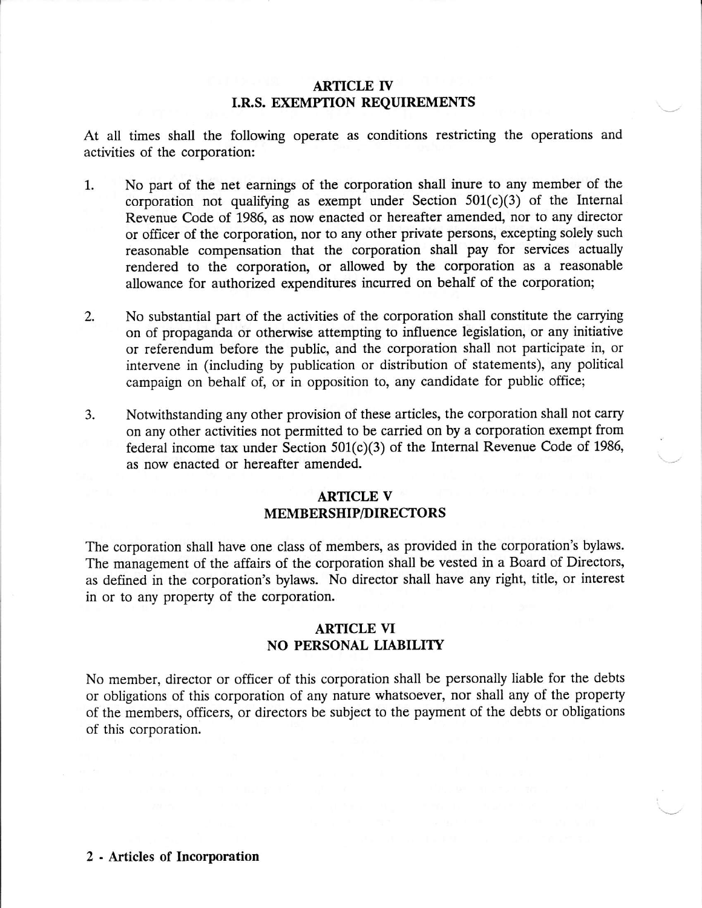## ARTICLE IV
## I.R.S. EXEMPTION REQUIREMENTS

At all times shall the following operate as conditions restricting the operations and activities of the corporation:

1. No part of the net earnings of the corporation shall inure to any member of the corporation not qualifying as exempt under Section 501(c)(3) of the Internal Revenue Code of 1986, as now enacted or hereafter amended, nor to any director or officer of the corporation, nor to any other private persons, excepting solely such reasonable compensation that the corporation shall pay for services actually rendered to the corporation, or allowed by the corporation as a reasonable allowance for authorized expenditures incurred on behalf of the corporation;

2. No substantial part of the activities of the corporation shall constitute the carrying on of propaganda or otherwise attempting to influence legislation, or any initiative or referendum before the public, and the corporation shall not participate in, or intervene in (including by publication or distribution of statements), any political campaign on behalf of, or in opposition to, any candidate for public office;

3. Notwithstanding any other provision of these articles, the corporation shall not carry on any other activities not permitted to be carried on by a corporation exempt from federal income tax under Section 501(c)(3) of the Internal Revenue Code of 1986, as now enacted or hereafter amended.

## ARTICLE V
## MEMBERSHIP/DIRECTORS

The corporation shall have one class of members, as provided in the corporation's bylaws. The management of the affairs of the corporation shall be vested in a Board of Directors, as defined in the corporation's bylaws. No director shall have any right, title, or interest in or to any property of the corporation.

## ARTICLE VI
## NO PERSONAL LIABILITY

No member, director or officer of this corporation shall be personally liable for the debts or obligations of this corporation of any nature whatsoever, nor shall any of the property of the members, officers, or directors be subject to the payment of the debts or obligations of this corporation.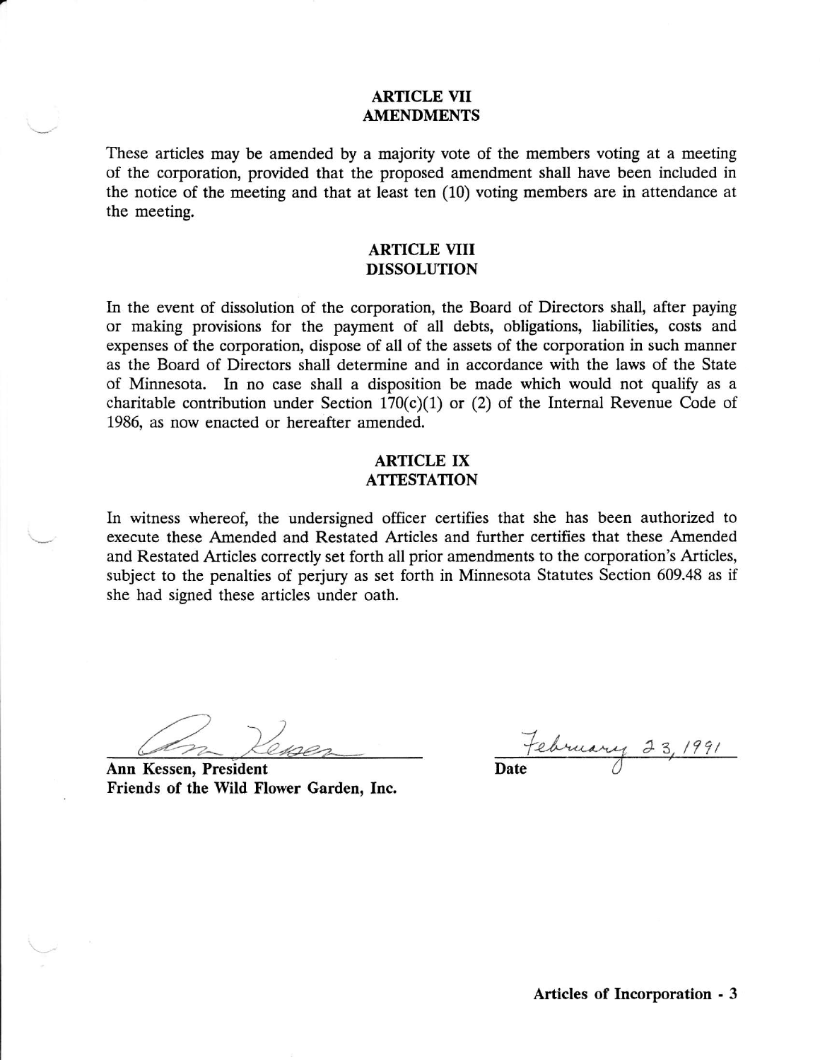## ARTICLE VII
## AMENDMENTS

These articles may be amended by a majority vote of the members voting at a meeting of the corporation, provided that the proposed amendment shall have been included in the notice of the meeting and that at least ten (10) voting members are in attendance at the meeting.

## ARTICLE VIII
## DISSOLUTION

In the event of dissolution of the corporation, the Board of Directors shall, after paying or making provisions for the payment of all debts, obligations, liabilities, costs and expenses of the corporation, dispose of all of the assets of the corporation in such manner as the Board of Directors shall determine and in accordance with the laws of the State of Minnesota. In no case shall a disposition be made which would not qualify as a charitable contribution under Section 170(c)(1) or (2) of the Internal Revenue Code of 1986, as now enacted or hereafter amended.

## ARTICLE IX
## ATTESTATION

In witness whereof, the undersigned officer certifies that she has been authorized to execute these Amended and Restated Articles and further certifies that these Amended and Restated Articles correctly set forth all prior amendments to the corporation's Articles, subject to the penalties of perjury as set forth in Minnesota Statutes Section 609.48 as if she had signed these articles under oath.

Ann Kessen

**Ann Kessen, President**
**Friends of the Wild Flower Garden, Inc.**

February 23, 1991
**Date**